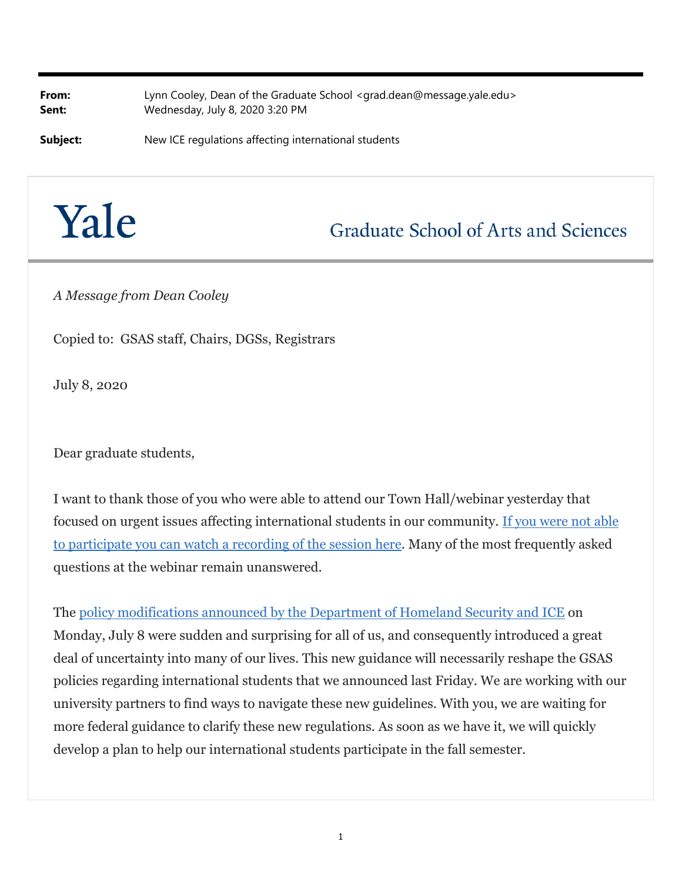**From:** Lynn Cooley, Dean of the Graduate School <grad.dean@message.yale.edu>
**Sent:** Wednesday, July 8, 2020 3:20 PM

**Subject:** New ICE regulations affecting international students

# Yale

## Graduate School of Arts and Sciences

*A Message from Dean Cooley*

Copied to: GSAS staff, Chairs, DGSs, Registrars

July 8, 2020

Dear graduate students,

I want to thank those of you who were able to attend our Town Hall/webinar yesterday that focused on urgent issues affecting international students in our community. [If you were not able to participate you can watch a recording of the session here](). Many of the most frequently asked questions at the webinar remain unanswered.

The [policy modifications announced by the Department of Homeland Security and ICE]() on Monday, July 8 were sudden and surprising for all of us, and consequently introduced a great deal of uncertainty into many of our lives. This new guidance will necessarily reshape the GSAS policies regarding international students that we announced last Friday. We are working with our university partners to find ways to navigate these new guidelines. With you, we are waiting for more federal guidance to clarify these new regulations. As soon as we have it, we will quickly develop a plan to help our international students participate in the fall semester.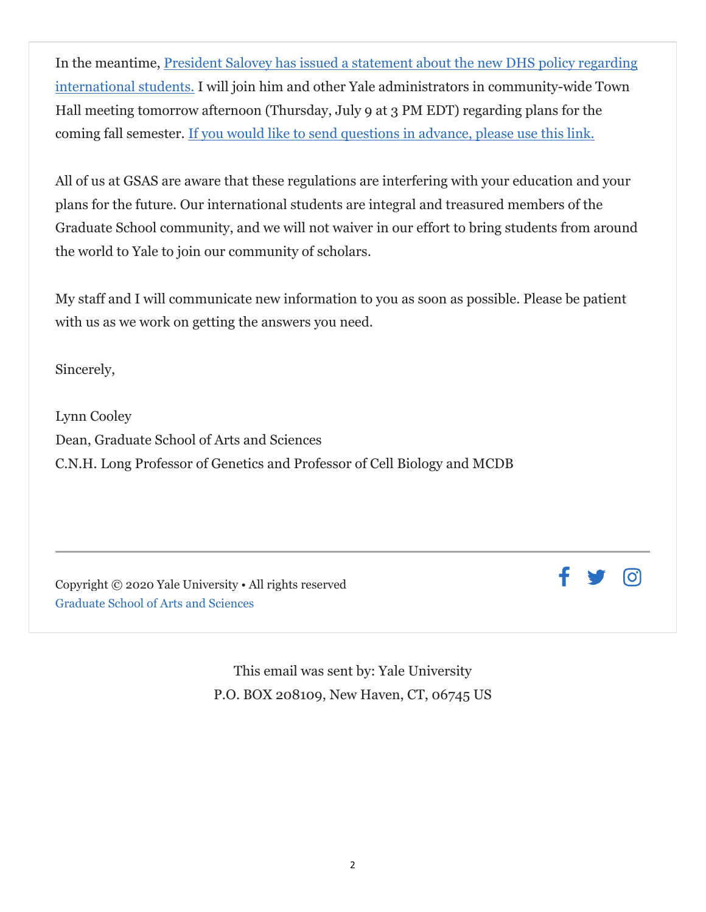In the meantime, President Salovey has issued a statement about the new DHS policy regarding international students. I will join him and other Yale administrators in community-wide Town Hall meeting tomorrow afternoon (Thursday, July 9 at 3 PM EDT) regarding plans for the coming fall semester. If you would like to send questions in advance, please use this link.

All of us at GSAS are aware that these regulations are interfering with your education and your plans for the future. Our international students are integral and treasured members of the Graduate School community, and we will not waiver in our effort to bring students from around the world to Yale to join our community of scholars.

My staff and I will communicate new information to you as soon as possible. Please be patient with us as we work on getting the answers you need.

Sincerely,

Lynn Cooley
Dean, Graduate School of Arts and Sciences
C.N.H. Long Professor of Genetics and Professor of Cell Biology and MCDB

---

Copyright © 2020 Yale University • All rights reserved
Graduate School of Arts and Sciences

This email was sent by: Yale University
P.O. BOX 208109, New Haven, CT, 06745 US